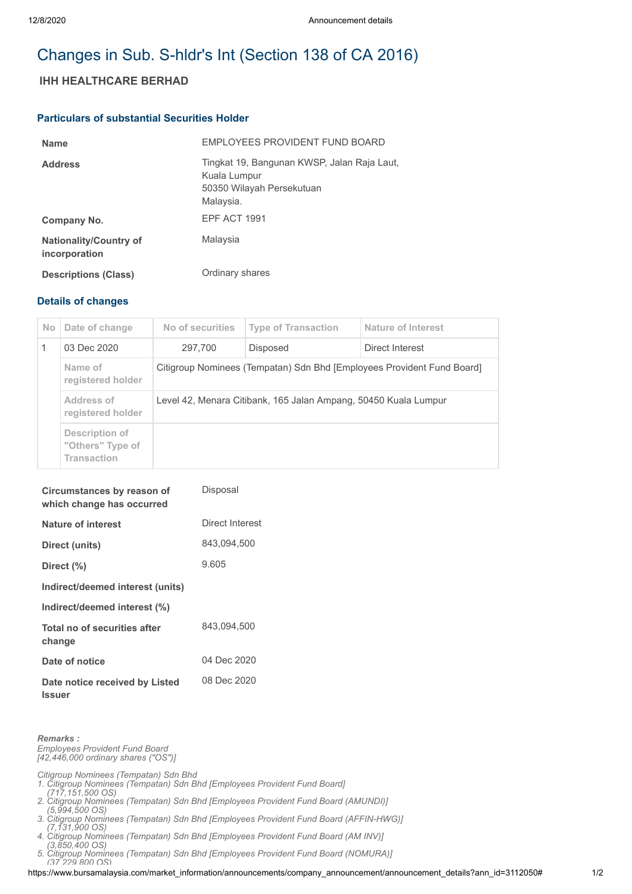# Changes in Sub. S-hldr's Int (Section 138 of CA 2016)

## IHH HEALTHCARE BERHAD

### Particulars of substantial Securities Holder

| | |
|---|---|
| **Name** | EMPLOYEES PROVIDENT FUND BOARD |
| **Address** | Tingkat 19, Bangunan KWSP, Jalan Raja Laut,<br>Kuala Lumpur<br>50350 Wilayah Persekutuan<br>Malaysia. |
| **Company No.** | EPF ACT 1991 |
| **Nationality/Country of incorporation** | Malaysia |
| **Descriptions (Class)** | Ordinary shares |

### Details of changes

| No | Date of change | No of securities | Type of Transaction | Nature of Interest |
|---|---|---|---|---|
| 1 | 03 Dec 2020 | 297,700 | Disposed | Direct Interest |
| | Name of registered holder | Citigroup Nominees (Tempatan) Sdn Bhd [Employees Provident Fund Board] | | |
| | Address of registered holder | Level 42, Menara Citibank, 165 Jalan Ampang, 50450 Kuala Lumpur | | |
| | Description of "Others" Type of Transaction | | | |

| | |
|---|---|
| **Circumstances by reason of which change has occurred** | Disposal |
| **Nature of interest** | Direct Interest |
| **Direct (units)** | 843,094,500 |
| **Direct (%)** | 9.605 |
| **Indirect/deemed interest (units)** | |
| **Indirect/deemed interest (%)** | |
| **Total no of securities after change** | 843,094,500 |
| **Date of notice** | 04 Dec 2020 |
| **Date notice received by Listed Issuer** | 08 Dec 2020 |

***Remarks :***
*Employees Provident Fund Board*
*[42,446,000 ordinary shares ("OS")]*

*Citigroup Nominees (Tempatan) Sdn Bhd*
1. *Citigroup Nominees (Tempatan) Sdn Bhd [Employees Provident Fund Board] (717,151,500 OS)*
2. *Citigroup Nominees (Tempatan) Sdn Bhd [Employees Provident Fund Board (AMUNDI)] (5,994,500 OS)*
3. *Citigroup Nominees (Tempatan) Sdn Bhd [Employees Provident Fund Board (AFFIN-HWG)] (7,131,900 OS)*
4. *Citigroup Nominees (Tempatan) Sdn Bhd [Employees Provident Fund Board (AM INV)] (3,850,400 OS)*
5. *Citigroup Nominees (Tempatan) Sdn Bhd [Employees Provident Fund Board (NOMURA)] (37,229,800 OS)*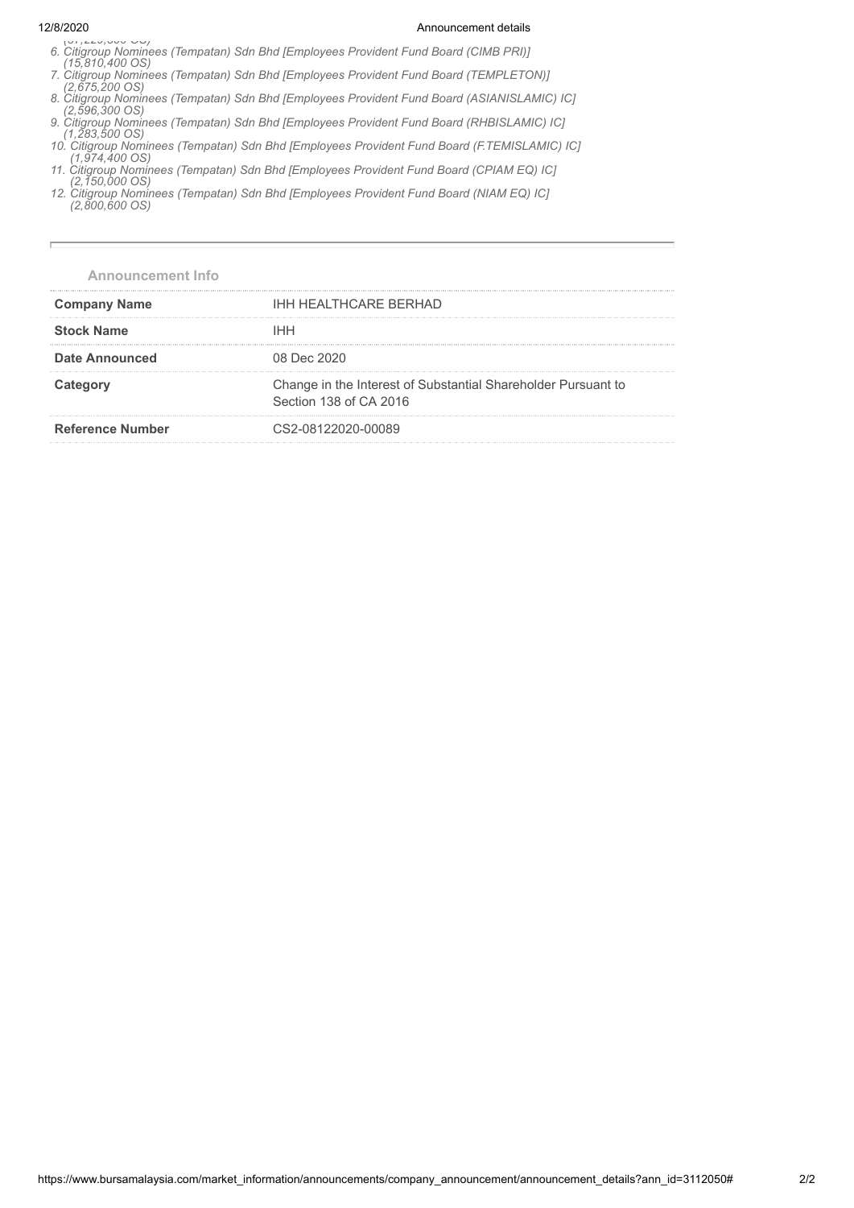(57,229,800 OS)

6. Citigroup Nominees (Tempatan) Sdn Bhd [Employees Provident Fund Board (CIMB PRI)]
   (15,810,400 OS)
7. Citigroup Nominees (Tempatan) Sdn Bhd [Employees Provident Fund Board (TEMPLETON)]
   (2,675,200 OS)
8. Citigroup Nominees (Tempatan) Sdn Bhd [Employees Provident Fund Board (ASIANISLAMIC) IC]
   (2,596,300 OS)
9. Citigroup Nominees (Tempatan) Sdn Bhd [Employees Provident Fund Board (RHBISLAMIC) IC]
   (1,283,500 OS)
10. Citigroup Nominees (Tempatan) Sdn Bhd [Employees Provident Fund Board (F.TEMISLAMIC) IC]
    (1,974,400 OS)
11. Citigroup Nominees (Tempatan) Sdn Bhd [Employees Provident Fund Board (CPIAM EQ) IC]
    (2,150,000 OS)
12. Citigroup Nominees (Tempatan) Sdn Bhd [Employees Provident Fund Board (NIAM EQ) IC]
    (2,800,600 OS)

## Announcement Info

| | |
|---|---|
| **Company Name** | IHH HEALTHCARE BERHAD |
| **Stock Name** | IHH |
| **Date Announced** | 08 Dec 2020 |
| **Category** | Change in the Interest of Substantial Shareholder Pursuant to Section 138 of CA 2016 |
| **Reference Number** | CS2-08122020-00089 |